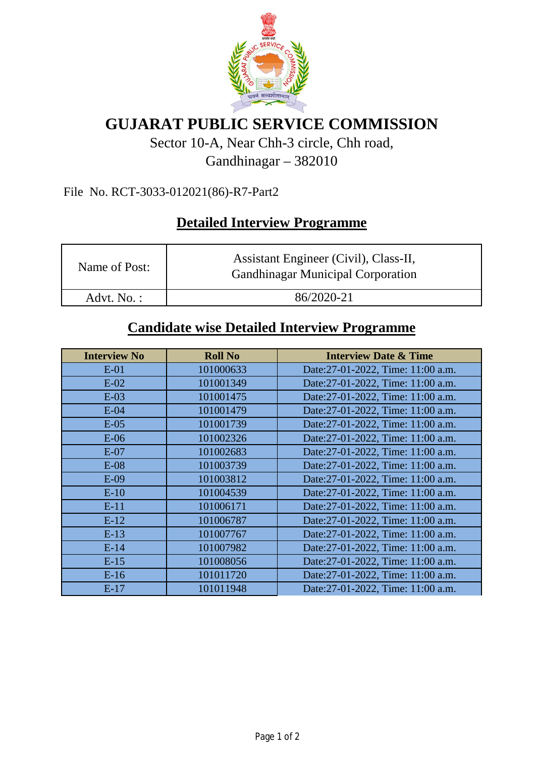# GUJARAT PUBLIC SERVICE COMMISSION

Sector 10-A, Near Chh-3 circle, Chh road,
Gandhinagar – 382010

File No. RCT-3033-012021(86)-R7-Part2

## Detailed Interview Programme

| Name of Post: | Assistant Engineer (Civil), Class-II, Gandhinagar Municipal Corporation |
|---|---|
| Advt. No. : | 86/2020-21 |

## Candidate wise Detailed Interview Programme

| Interview No | Roll No | Interview Date & Time |
|---|---|---|
| E-01 | 101000633 | Date:27-01-2022, Time: 11:00 a.m. |
| E-02 | 101001349 | Date:27-01-2022, Time: 11:00 a.m. |
| E-03 | 101001475 | Date:27-01-2022, Time: 11:00 a.m. |
| E-04 | 101001479 | Date:27-01-2022, Time: 11:00 a.m. |
| E-05 | 101001739 | Date:27-01-2022, Time: 11:00 a.m. |
| E-06 | 101002326 | Date:27-01-2022, Time: 11:00 a.m. |
| E-07 | 101002683 | Date:27-01-2022, Time: 11:00 a.m. |
| E-08 | 101003739 | Date:27-01-2022, Time: 11:00 a.m. |
| E-09 | 101003812 | Date:27-01-2022, Time: 11:00 a.m. |
| E-10 | 101004539 | Date:27-01-2022, Time: 11:00 a.m. |
| E-11 | 101006171 | Date:27-01-2022, Time: 11:00 a.m. |
| E-12 | 101006787 | Date:27-01-2022, Time: 11:00 a.m. |
| E-13 | 101007767 | Date:27-01-2022, Time: 11:00 a.m. |
| E-14 | 101007982 | Date:27-01-2022, Time: 11:00 a.m. |
| E-15 | 101008056 | Date:27-01-2022, Time: 11:00 a.m. |
| E-16 | 101011720 | Date:27-01-2022, Time: 11:00 a.m. |
| E-17 | 101011948 | Date:27-01-2022, Time: 11:00 a.m. |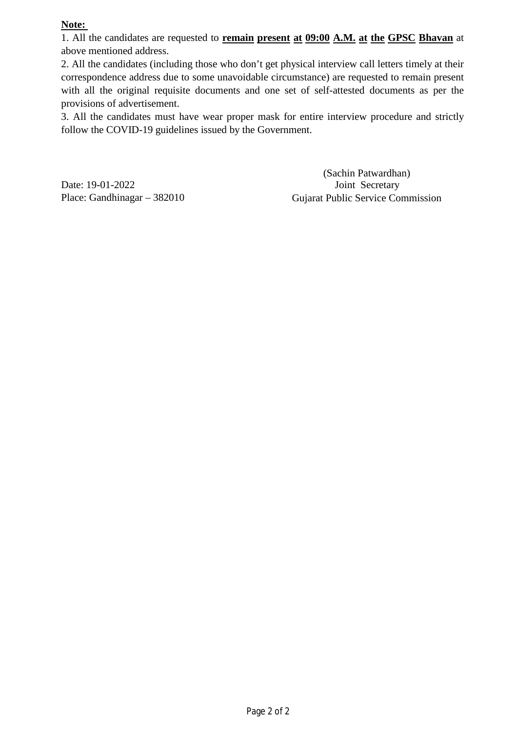**Note:**

1. All the candidates are requested to **remain present at 09:00 A.M. at the GPSC Bhavan** at above mentioned address.

2. All the candidates (including those who don't get physical interview call letters timely at their correspondence address due to some unavoidable circumstance) are requested to remain present with all the original requisite documents and one set of self-attested documents as per the provisions of advertisement.

3. All the candidates must have wear proper mask for entire interview procedure and strictly follow the COVID-19 guidelines issued by the Government.

(Sachin Patwardhan)
Joint Secretary
Gujarat Public Service Commission

Date: 19-01-2022
Place: Gandhinagar – 382010